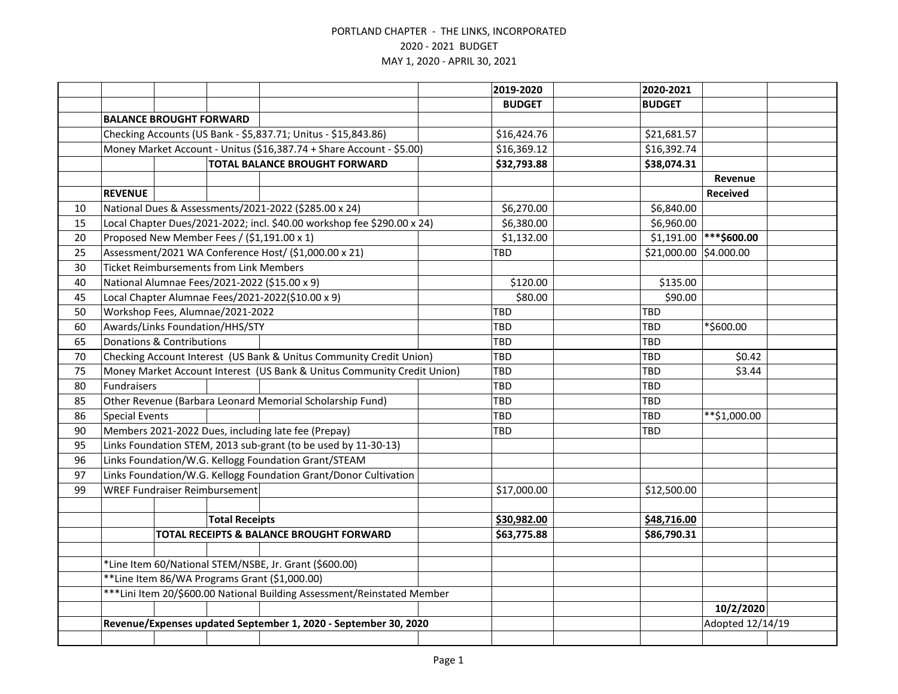PORTLAND CHAPTER - THE LINKS, INCORPORATED
2020 - 2021 BUDGET
MAY 1, 2020 - APRIL 30, 2021

| | | 2019-2020 | 2020-2021 | |
|---|---|---|---|---|
| | | BUDGET | BUDGET | |
| | **BALANCE BROUGHT FORWARD** | | | |
| | Checking Accounts (US Bank - $5,837.71; Unitus - $15,843.86) | $16,424.76 | $21,681.57 | |
| | Money Market Account - Unitus ($16,387.74 + Share Account - $5.00) | $16,369.12 | $16,392.74 | |
| | **TOTAL BALANCE BROUGHT FORWARD** | **$32,793.88** | **$38,074.31** | |
| | | | | **Revenue** |
| | **REVENUE** | | | **Received** |
| 10 | National Dues & Assessments/2021-2022 ($285.00 x 24) | $6,270.00 | $6,840.00 | |
| 15 | Local Chapter Dues/2021-2022; incl. $40.00 workshop fee $290.00 x 24) | $6,380.00 | $6,960.00 | |
| 20 | Proposed New Member Fees / ($1,191.00 x 1) | $1,132.00 | $1,191.00 | **\*\*\*$600.00** |
| 25 | Assessment/2021 WA Conference Host/ ($1,000.00 x 21) | TBD | $21,000.00 | $4.000.00 |
| 30 | Ticket Reimbursements from Link Members | | | |
| 40 | National Alumnae Fees/2021-2022 ($15.00 x 9) | $120.00 | $135.00 | |
| 45 | Local Chapter Alumnae Fees/2021-2022($10.00 x 9) | $80.00 | $90.00 | |
| 50 | Workshop Fees, Alumnae/2021-2022 | TBD | TBD | |
| 60 | Awards/Links Foundation/HHS/STY | TBD | TBD | *$600.00 |
| 65 | Donations & Contributions | TBD | TBD | |
| 70 | Checking Account Interest (US Bank & Unitus Community Credit Union) | TBD | TBD | $0.42 |
| 75 | Money Market Account Interest (US Bank & Unitus Community Credit Union) | TBD | TBD | $3.44 |
| 80 | Fundraisers | TBD | TBD | |
| 85 | Other Revenue (Barbara Leonard Memorial Scholarship Fund) | TBD | TBD | |
| 86 | Special Events | TBD | TBD | **$1,000.00 |
| 90 | Members 2021-2022 Dues, including late fee (Prepay) | TBD | TBD | |
| 95 | Links Foundation STEM, 2013 sub-grant (to be used by 11-30-13) | | | |
| 96 | Links Foundation/W.G. Kellogg Foundation Grant/STEAM | | | |
| 97 | Links Foundation/W.G. Kellogg Foundation Grant/Donor Cultivation | | | |
| 99 | WREF Fundraiser Reimbursement | $17,000.00 | $12,500.00 | |
| | | | | |
| | **Total Receipts** | **$30,982.00** | **$48,716.00** | |
| | **TOTAL RECEIPTS & BALANCE BROUGHT FORWARD** | **$63,775.88** | **$86,790.31** | |
| | | | | |
| | *Line Item 60/National STEM/NSBE, Jr. Grant ($600.00) | | | |
| | **Line Item 86/WA Programs Grant ($1,000.00) | | | |
| | ***Lini Item 20/$600.00 National Building Assessment/Reinstated Member | | | |
| | | | | **10/2/2020** |
| | **Revenue/Expenses updated September 1, 2020 - September 30, 2020** | | | Adopted 12/14/19 |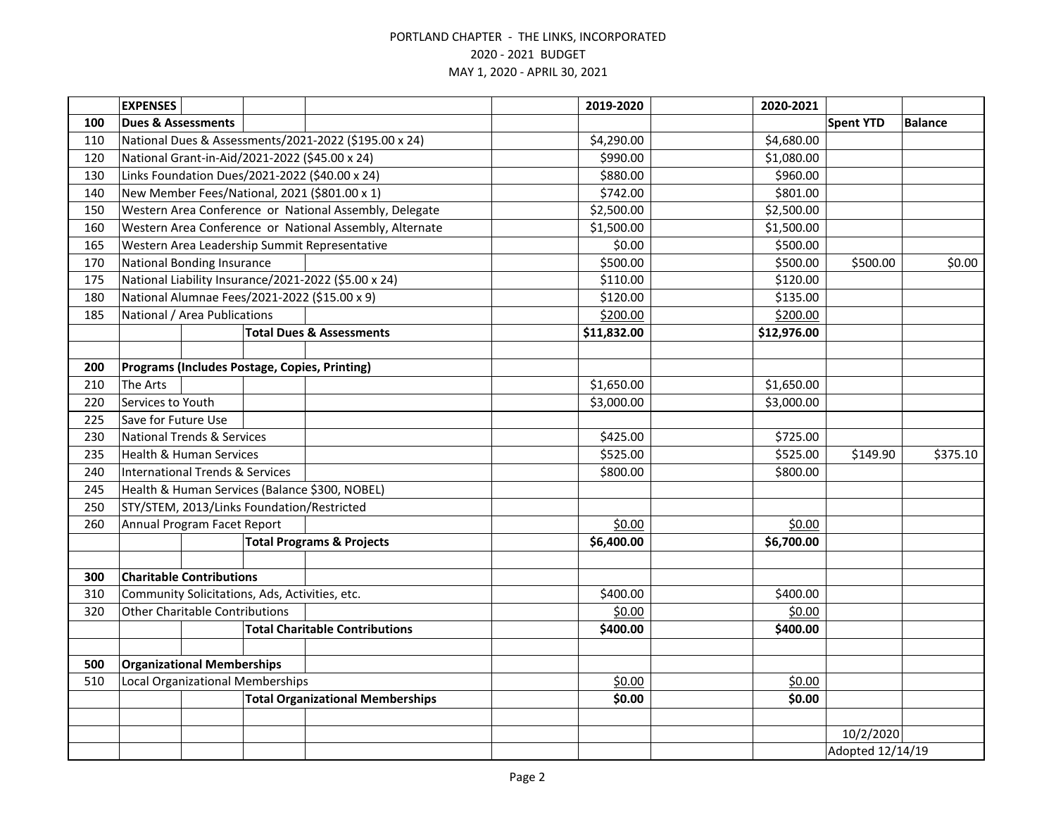PORTLAND CHAPTER - THE LINKS, INCORPORATED
2020 - 2021 BUDGET
MAY 1, 2020 - APRIL 30, 2021

| | EXPENSES | 2019-2020 | 2020-2021 | | |
|---|---|---|---|---|---|
| 100 | **Dues & Assessments** | | | **Spent YTD** | **Balance** |
| 110 | National Dues & Assessments/2021-2022 ($195.00 x 24) | $4,290.00 | $4,680.00 | | |
| 120 | National Grant-in-Aid/2021-2022 ($45.00 x 24) | $990.00 | $1,080.00 | | |
| 130 | Links Foundation Dues/2021-2022 ($40.00 x 24) | $880.00 | $960.00 | | |
| 140 | New Member Fees/National, 2021 ($801.00 x 1) | $742.00 | $801.00 | | |
| 150 | Western Area Conference or National Assembly, Delegate | $2,500.00 | $2,500.00 | | |
| 160 | Western Area Conference or National Assembly, Alternate | $1,500.00 | $1,500.00 | | |
| 165 | Western Area Leadership Summit Representative | $0.00 | $500.00 | | |
| 170 | National Bonding Insurance | $500.00 | $500.00 | $500.00 | $0.00 |
| 175 | National Liability Insurance/2021-2022 ($5.00 x 24) | $110.00 | $120.00 | | |
| 180 | National Alumnae Fees/2021-2022 ($15.00 x 9) | $120.00 | $135.00 | | |
| 185 | National / Area Publications | $200.00 | $200.00 | | |
| | **Total Dues & Assessments** | **$11,832.00** | **$12,976.00** | | |
| | | | | | |
| 200 | **Programs (Includes Postage, Copies, Printing)** | | | | |
| 210 | The Arts | $1,650.00 | $1,650.00 | | |
| 220 | Services to Youth | $3,000.00 | $3,000.00 | | |
| 225 | Save for Future Use | | | | |
| 230 | National Trends & Services | $425.00 | $725.00 | | |
| 235 | Health & Human Services | $525.00 | $525.00 | $149.90 | $375.10 |
| 240 | International Trends & Services | $800.00 | $800.00 | | |
| 245 | Health & Human Services (Balance $300, NOBEL) | | | | |
| 250 | STY/STEM, 2013/Links Foundation/Restricted | | | | |
| 260 | Annual Program Facet Report | $0.00 | $0.00 | | |
| | **Total Programs & Projects** | **$6,400.00** | **$6,700.00** | | |
| | | | | | |
| 300 | **Charitable Contributions** | | | | |
| 310 | Community Solicitations, Ads, Activities, etc. | $400.00 | $400.00 | | |
| 320 | Other Charitable Contributions | $0.00 | $0.00 | | |
| | **Total Charitable Contributions** | **$400.00** | **$400.00** | | |
| | | | | | |
| 500 | **Organizational Memberships** | | | | |
| 510 | Local Organizational Memberships | $0.00 | $0.00 | | |
| | **Total Organizational Memberships** | **$0.00** | **$0.00** | | |
| | | | | | |
| | | | | 10/2/2020 | |
| | | | | Adopted 12/14/19 | |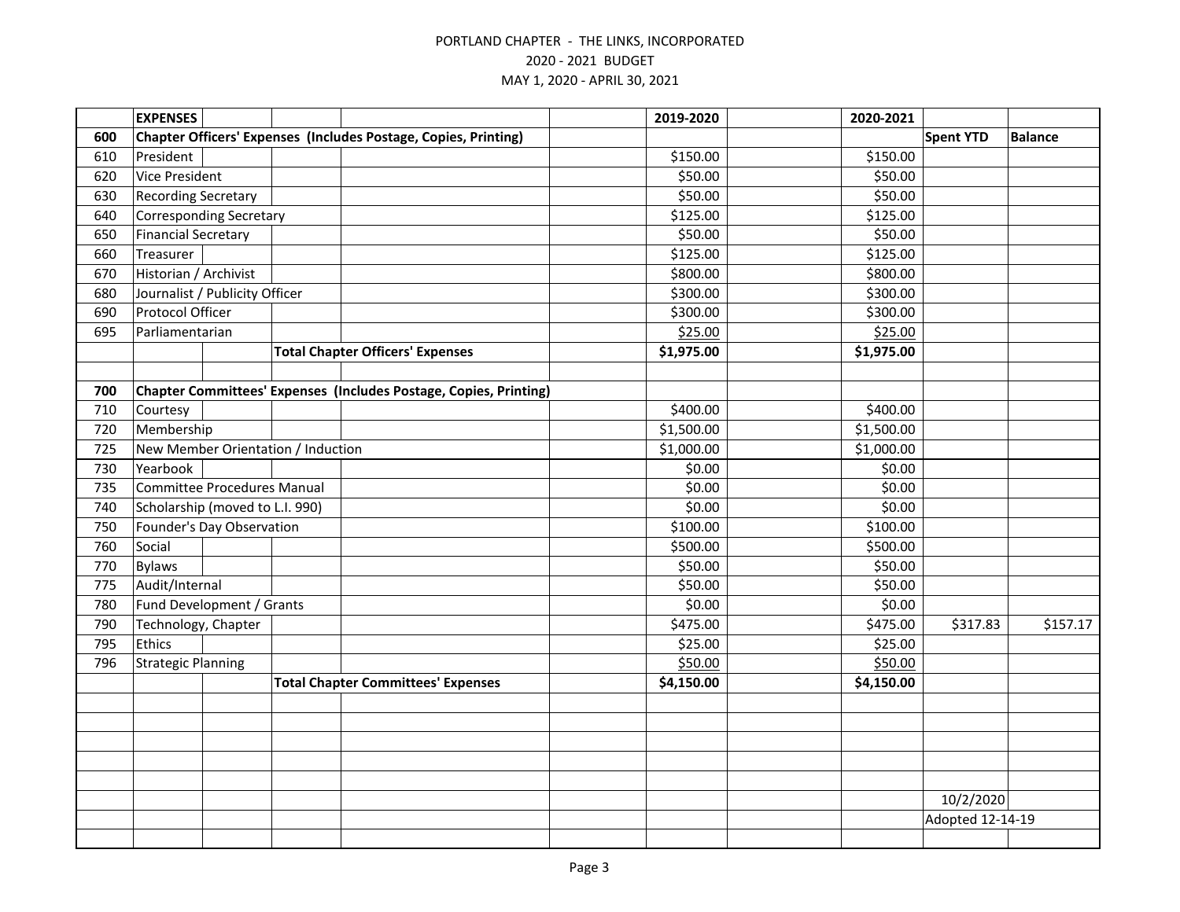PORTLAND CHAPTER - THE LINKS, INCORPORATED

2020 - 2021 BUDGET

MAY 1, 2020 - APRIL 30, 2021

| | EXPENSES | 2019-2020 | 2020-2021 | Spent YTD | Balance |
|---|---|---|---|---|---|
| 600 | **Chapter Officers' Expenses (Includes Postage, Copies, Printing)** | | | | |
| 610 | President | $150.00 | $150.00 | | |
| 620 | Vice President | $50.00 | $50.00 | | |
| 630 | Recording Secretary | $50.00 | $50.00 | | |
| 640 | Corresponding Secretary | $125.00 | $125.00 | | |
| 650 | Financial Secretary | $50.00 | $50.00 | | |
| 660 | Treasurer | $125.00 | $125.00 | | |
| 670 | Historian / Archivist | $800.00 | $800.00 | | |
| 680 | Journalist / Publicity Officer | $300.00 | $300.00 | | |
| 690 | Protocol Officer | $300.00 | $300.00 | | |
| 695 | Parliamentarian | $25.00 | $25.00 | | |
| | **Total Chapter Officers' Expenses** | **$1,975.00** | **$1,975.00** | | |
| | | | | | |
| 700 | **Chapter Committees' Expenses (Includes Postage, Copies, Printing)** | | | | |
| 710 | Courtesy | $400.00 | $400.00 | | |
| 720 | Membership | $1,500.00 | $1,500.00 | | |
| 725 | New Member Orientation / Induction | $1,000.00 | $1,000.00 | | |
| 730 | Yearbook | $0.00 | $0.00 | | |
| 735 | Committee Procedures Manual | $0.00 | $0.00 | | |
| 740 | Scholarship (moved to L.I. 990) | $0.00 | $0.00 | | |
| 750 | Founder's Day Observation | $100.00 | $100.00 | | |
| 760 | Social | $500.00 | $500.00 | | |
| 770 | Bylaws | $50.00 | $50.00 | | |
| 775 | Audit/Internal | $50.00 | $50.00 | | |
| 780 | Fund Development / Grants | $0.00 | $0.00 | | |
| 790 | Technology, Chapter | $475.00 | $475.00 | $317.83 | $157.17 |
| 795 | Ethics | $25.00 | $25.00 | | |
| 796 | Strategic Planning | $50.00 | $50.00 | | |
| | **Total Chapter Committees' Expenses** | **$4,150.00** | **$4,150.00** | | |

10/2/2020

Adopted 12-14-19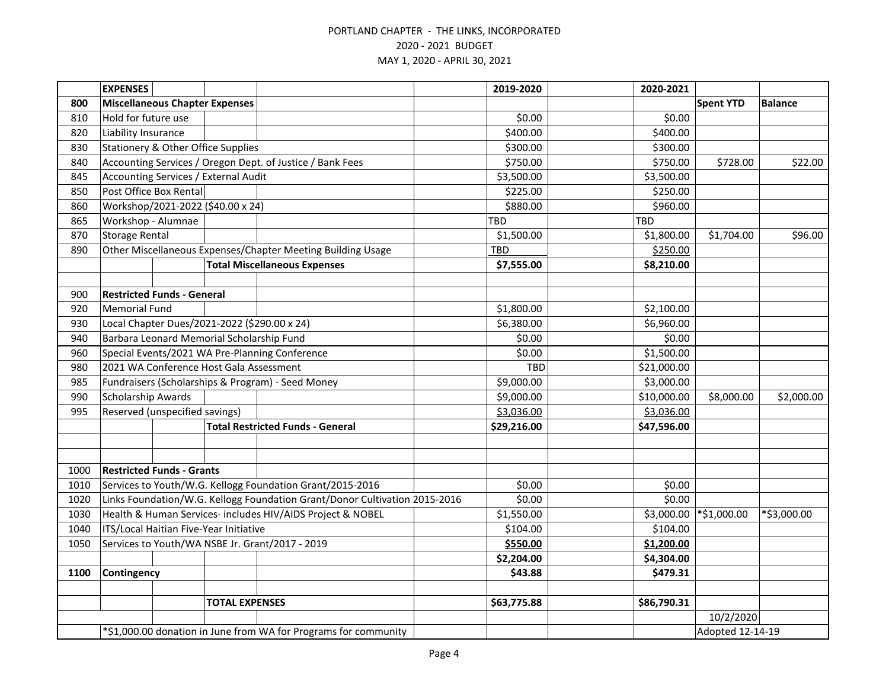PORTLAND CHAPTER - THE LINKS, INCORPORATED

2020 - 2021 BUDGET

MAY 1, 2020 - APRIL 30, 2021

| | EXPENSES | 2019-2020 | 2020-2021 | | |
|---|---|---|---|---|---|
| 800 | **Miscellaneous Chapter Expenses** | | | **Spent YTD** | **Balance** |
| 810 | Hold for future use | $0.00 | $0.00 | | |
| 820 | Liability Insurance | $400.00 | $400.00 | | |
| 830 | Stationery & Other Office Supplies | $300.00 | $300.00 | | |
| 840 | Accounting Services / Oregon Dept. of Justice / Bank Fees | $750.00 | $750.00 | $728.00 | $22.00 |
| 845 | Accounting Services / External Audit | $3,500.00 | $3,500.00 | | |
| 850 | Post Office Box Rental | $225.00 | $250.00 | | |
| 860 | Workshop/2021-2022 ($40.00 x 24) | $880.00 | $960.00 | | |
| 865 | Workshop - Alumnae | TBD | TBD | | |
| 870 | Storage Rental | $1,500.00 | $1,800.00 | $1,704.00 | $96.00 |
| 890 | Other Miscellaneous Expenses/Chapter Meeting Building Usage | TBD | $250.00 | | |
| | **Total Miscellaneous Expenses** | **$7,555.00** | **$8,210.00** | | |
| | | | | | |
| 900 | **Restricted Funds - General** | | | | |
| 920 | Memorial Fund | $1,800.00 | $2,100.00 | | |
| 930 | Local Chapter Dues/2021-2022 ($290.00 x 24) | $6,380.00 | $6,960.00 | | |
| 940 | Barbara Leonard Memorial Scholarship Fund | $0.00 | $0.00 | | |
| 960 | Special Events/2021 WA Pre-Planning Conference | $0.00 | $1,500.00 | | |
| 980 | 2021 WA Conference Host Gala Assessment | TBD | $21,000.00 | | |
| 985 | Fundraisers (Scholarships & Program) - Seed Money | $9,000.00 | $3,000.00 | | |
| 990 | Scholarship Awards | $9,000.00 | $10,000.00 | $8,000.00 | $2,000.00 |
| 995 | Reserved (unspecified savings) | $3,036.00 | $3,036.00 | | |
| | **Total Restricted Funds - General** | **$29,216.00** | **$47,596.00** | | |
| | | | | | |
| | | | | | |
| 1000 | **Restricted Funds - Grants** | | | | |
| 1010 | Services to Youth/W.G. Kellogg Foundation Grant/2015-2016 | $0.00 | $0.00 | | |
| 1020 | Links Foundation/W.G. Kellogg Foundation Grant/Donor Cultivation 2015-2016 | $0.00 | $0.00 | | |
| 1030 | Health & Human Services- includes HIV/AIDS Project & NOBEL | $1,550.00 | $3,000.00 | *$1,000.00 | *$3,000.00 |
| 1040 | ITS/Local Haitian Five-Year Initiative | $104.00 | $104.00 | | |
| 1050 | Services to Youth/WA NSBE Jr. Grant/2017 - 2019 | **$550.00** | **$1,200.00** | | |
| | | **$2,204.00** | **$4,304.00** | | |
| **1100** | **Contingency** | **$43.88** | **$479.31** | | |
| | | | | | |
| | **TOTAL EXPENSES** | **$63,775.88** | **$86,790.31** | | |
| | | | | 10/2/2020 | |
| | *$1,000.00 donation in June from WA for Programs for community | | | Adopted 12-14-19 | |